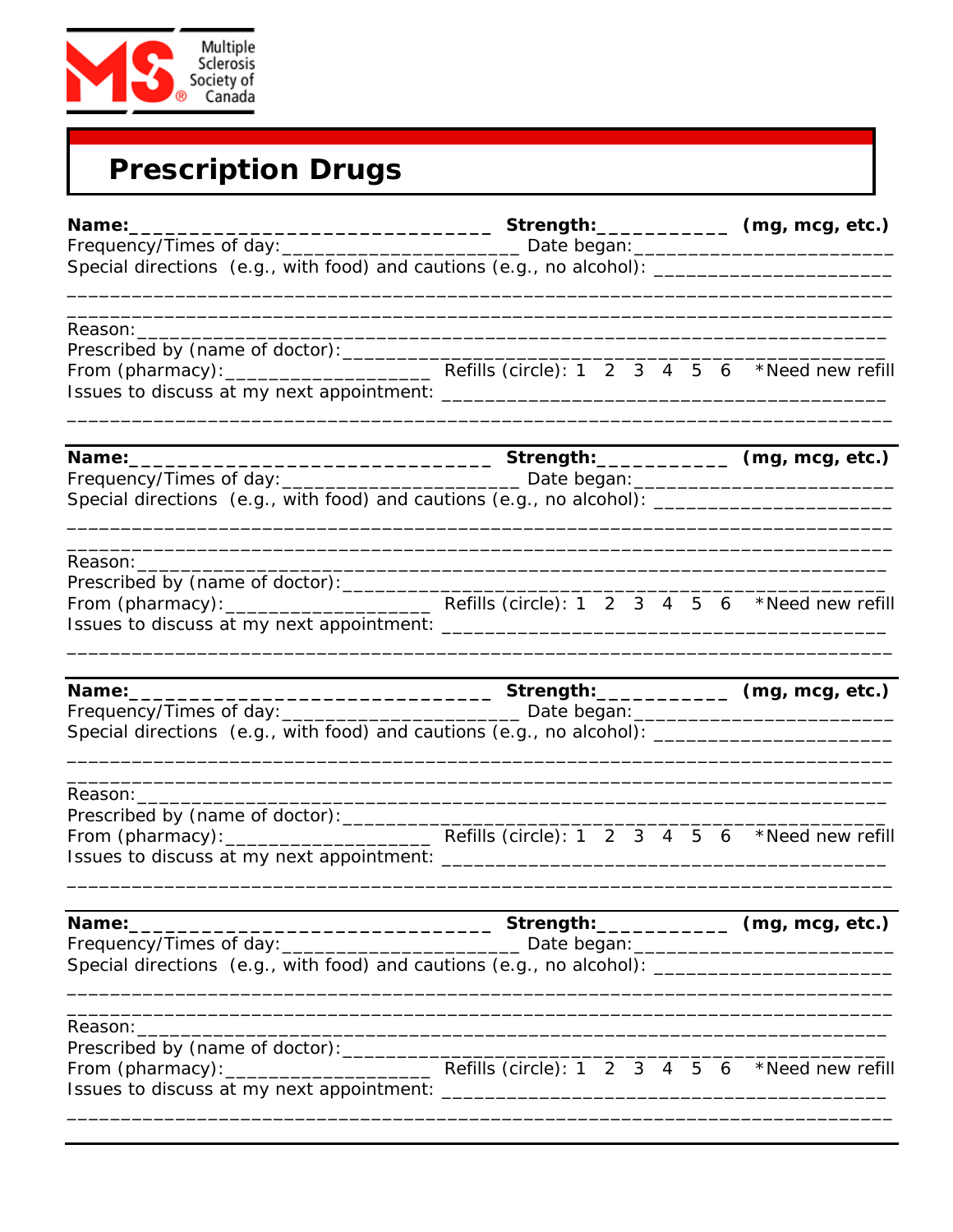Multiple Sclerosis Society of Canada

# Prescription Drugs

**Name:**________________________________ **Strength:**___________ **(mg, mcg, etc.)**
Frequency/Times of day:______________________ Date began:_______________________
Special directions (e.g., with food) and cautions (e.g., no alcohol): _____________________
_____________________________________________________________________________
_____________________________________________________________________________
Reason:_______________________________________________________________________
Prescribed by (name of doctor):__________________________________________________
From (pharmacy):___________________ Refills (circle): 1 2 3 4 5 6 *Need new refill
Issues to discuss at my next appointment: ________________________________________
_____________________________________________________________________________

---

**Name:**________________________________ **Strength:**___________ **(mg, mcg, etc.)**
Frequency/Times of day:______________________ Date began:_______________________
Special directions (e.g., with food) and cautions (e.g., no alcohol): _____________________
_____________________________________________________________________________
_____________________________________________________________________________
Reason:_______________________________________________________________________
Prescribed by (name of doctor):__________________________________________________
From (pharmacy):___________________ Refills (circle): 1 2 3 4 5 6 *Need new refill
Issues to discuss at my next appointment: ________________________________________
_____________________________________________________________________________

---

**Name:**________________________________ **Strength:**___________ **(mg, mcg, etc.)**
Frequency/Times of day:______________________ Date began:_______________________
Special directions (e.g., with food) and cautions (e.g., no alcohol): _____________________
_____________________________________________________________________________
_____________________________________________________________________________
Reason:_______________________________________________________________________
Prescribed by (name of doctor):__________________________________________________
From (pharmacy):___________________ Refills (circle): 1 2 3 4 5 6 *Need new refill
Issues to discuss at my next appointment: ________________________________________
_____________________________________________________________________________

---

**Name:**________________________________ **Strength:**___________ **(mg, mcg, etc.)**
Frequency/Times of day:______________________ Date began:_______________________
Special directions (e.g., with food) and cautions (e.g., no alcohol): _____________________
_____________________________________________________________________________
_____________________________________________________________________________
Reason:_______________________________________________________________________
Prescribed by (name of doctor):__________________________________________________
From (pharmacy):___________________ Refills (circle): 1 2 3 4 5 6 *Need new refill
Issues to discuss at my next appointment: ________________________________________
_____________________________________________________________________________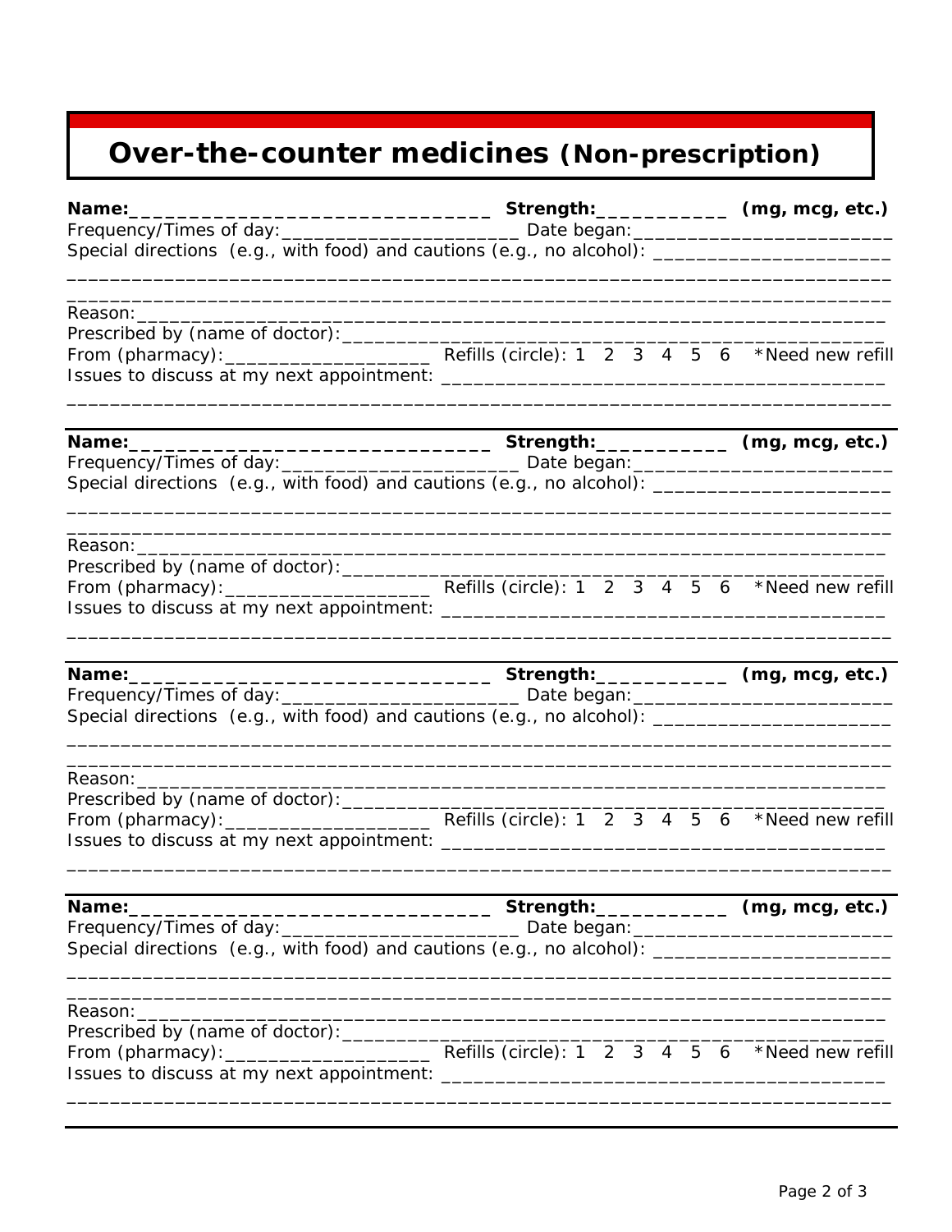# Over-the-counter medicines (Non-prescription)

**Name:**_______________________________ **Strength:**___________ **(mg, mcg, etc.)**
Frequency/Times of day:______________________ Date began:________________________
Special directions (e.g., with food) and cautions (e.g., no alcohol): _____________________
____________________________________________________________________________
____________________________________________________________________________
Reason:_____________________________________________________________________
Prescribed by (name of doctor):_______________________________________________
From (pharmacy):___________________ Refills (circle): 1 2 3 4 5 6 *Need new refill
Issues to discuss at my next appointment: _________________________________________
____________________________________________________________________________

---

**Name:**_______________________________ **Strength:**___________ **(mg, mcg, etc.)**
Frequency/Times of day:______________________ Date began:________________________
Special directions (e.g., with food) and cautions (e.g., no alcohol): _____________________
____________________________________________________________________________
____________________________________________________________________________
Reason:_____________________________________________________________________
Prescribed by (name of doctor):_______________________________________________
From (pharmacy):___________________ Refills (circle): 1 2 3 4 5 6 *Need new refill
Issues to discuss at my next appointment: _________________________________________
____________________________________________________________________________

---

**Name:**_______________________________ **Strength:**___________ **(mg, mcg, etc.)**
Frequency/Times of day:______________________ Date began:________________________
Special directions (e.g., with food) and cautions (e.g., no alcohol): _____________________
____________________________________________________________________________
____________________________________________________________________________
Reason:_____________________________________________________________________
Prescribed by (name of doctor):_______________________________________________
From (pharmacy):___________________ Refills (circle): 1 2 3 4 5 6 *Need new refill
Issues to discuss at my next appointment: _________________________________________
____________________________________________________________________________

---

**Name:**_______________________________ **Strength:**___________ **(mg, mcg, etc.)**
Frequency/Times of day:______________________ Date began:________________________
Special directions (e.g., with food) and cautions (e.g., no alcohol): _____________________
____________________________________________________________________________
____________________________________________________________________________
Reason:_____________________________________________________________________
Prescribed by (name of doctor):_______________________________________________
From (pharmacy):___________________ Refills (circle): 1 2 3 4 5 6 *Need new refill
Issues to discuss at my next appointment: _________________________________________
____________________________________________________________________________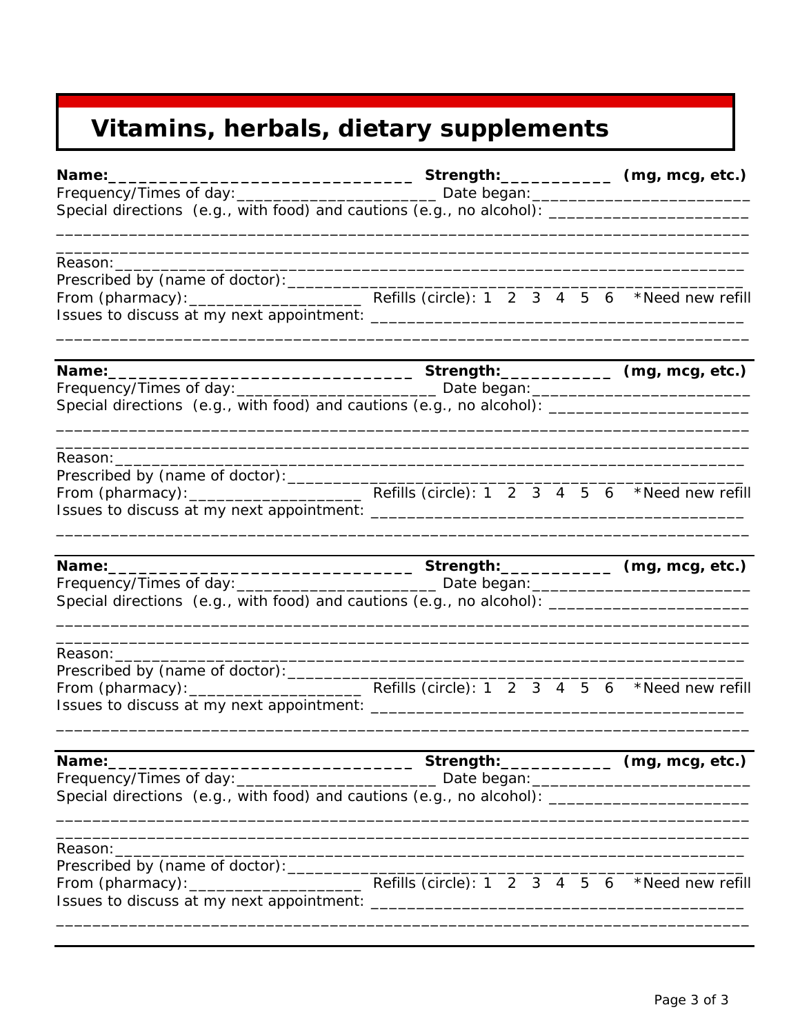# Vitamins, herbals, dietary supplements

**Name:**______________________________ **Strength:**___________ **(mg, mcg, etc.)**
Frequency/Times of day:______________________ Date began:_______________________
Special directions (e.g., with food) and cautions (e.g., no alcohol): _____________________
_____________________________________________________________________________
_____________________________________________________________________________
Reason:______________________________________________________________________
Prescribed by (name of doctor):_______________________________________________
From (pharmacy):___________________ Refills (circle): 1 2 3 4 5 6 *Need new refill
Issues to discuss at my next appointment: ______________________________________
_____________________________________________________________________________

---

**Name:**______________________________ **Strength:**___________ **(mg, mcg, etc.)**
Frequency/Times of day:______________________ Date began:_______________________
Special directions (e.g., with food) and cautions (e.g., no alcohol): _____________________
_____________________________________________________________________________
_____________________________________________________________________________
Reason:______________________________________________________________________
Prescribed by (name of doctor):_______________________________________________
From (pharmacy):___________________ Refills (circle): 1 2 3 4 5 6 *Need new refill
Issues to discuss at my next appointment: ______________________________________
_____________________________________________________________________________

---

**Name:**______________________________ **Strength:**___________ **(mg, mcg, etc.)**
Frequency/Times of day:______________________ Date began:_______________________
Special directions (e.g., with food) and cautions (e.g., no alcohol): _____________________
_____________________________________________________________________________
_____________________________________________________________________________
Reason:______________________________________________________________________
Prescribed by (name of doctor):_______________________________________________
From (pharmacy):___________________ Refills (circle): 1 2 3 4 5 6 *Need new refill
Issues to discuss at my next appointment: ______________________________________
_____________________________________________________________________________

---

**Name:**______________________________ **Strength:**___________ **(mg, mcg, etc.)**
Frequency/Times of day:______________________ Date began:_______________________
Special directions (e.g., with food) and cautions (e.g., no alcohol): _____________________
_____________________________________________________________________________
_____________________________________________________________________________
Reason:______________________________________________________________________
Prescribed by (name of doctor):_______________________________________________
From (pharmacy):___________________ Refills (circle): 1 2 3 4 5 6 *Need new refill
Issues to discuss at my next appointment: ______________________________________
_____________________________________________________________________________